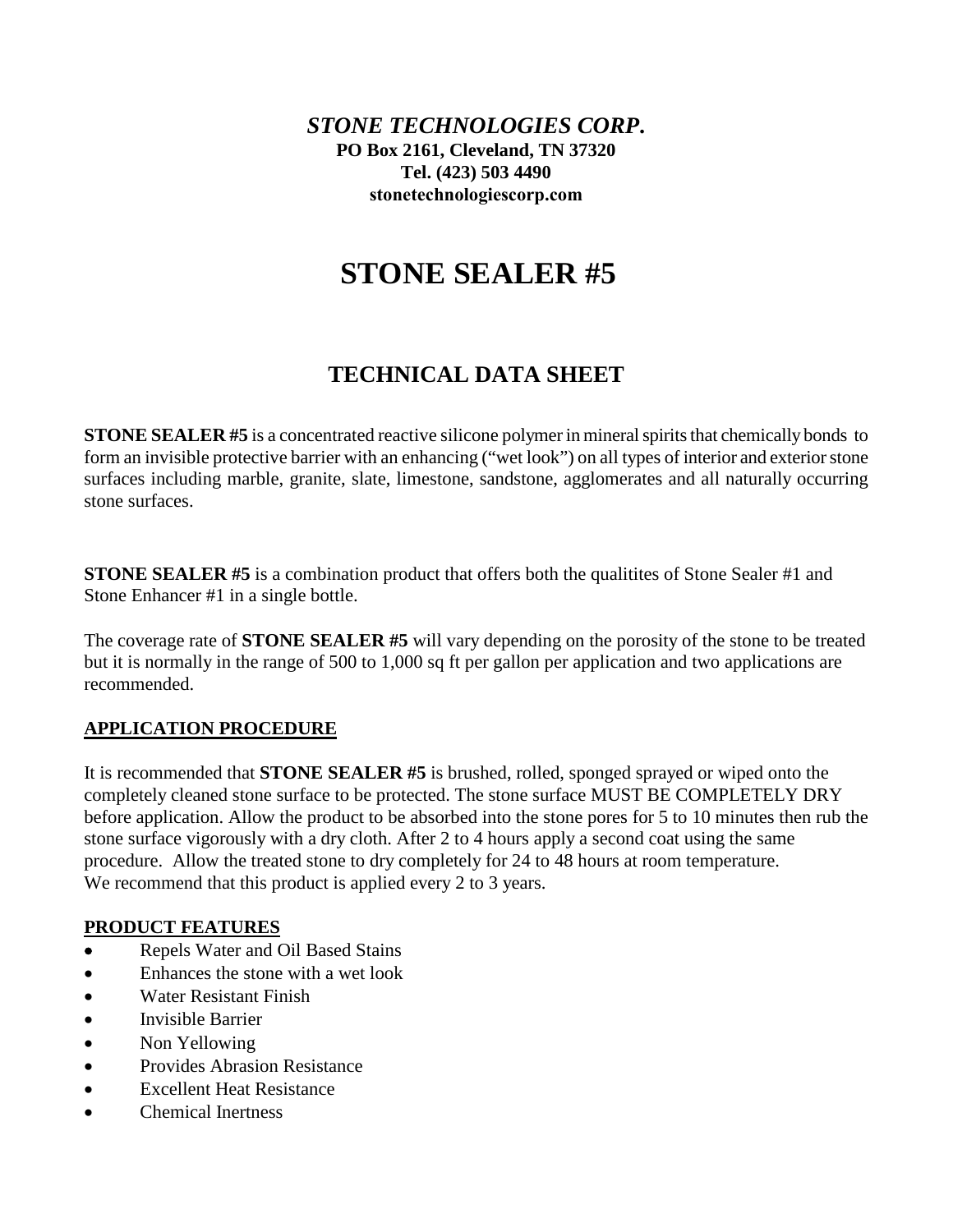***STONE TECHNOLOGIES CORP.***
**PO Box 2161, Cleveland, TN 37320**
**Tel. (423) 503 4490**
**stonetechnologiescorp.com**

# STONE SEALER #5

## TECHNICAL DATA SHEET

**STONE SEALER #5** is a concentrated reactive silicone polymer in mineral spirits that chemically bonds to form an invisible protective barrier with an enhancing ("wet look") on all types of interior and exterior stone surfaces including marble, granite, slate, limestone, sandstone, agglomerates and all naturally occurring stone surfaces.

**STONE SEALER #5** is a combination product that offers both the qualitites of Stone Sealer #1 and Stone Enhancer #1 in a single bottle.

The coverage rate of **STONE SEALER #5** will vary depending on the porosity of the stone to be treated but it is normally in the range of 500 to 1,000 sq ft per gallon per application and two applications are recommended.

### APPLICATION PROCEDURE

It is recommended that **STONE SEALER #5** is brushed, rolled, sponged sprayed or wiped onto the completely cleaned stone surface to be protected. The stone surface MUST BE COMPLETELY DRY before application. Allow the product to be absorbed into the stone pores for 5 to 10 minutes then rub the stone surface vigorously with a dry cloth. After 2 to 4 hours apply a second coat using the same procedure. Allow the treated stone to dry completely for 24 to 48 hours at room temperature. We recommend that this product is applied every 2 to 3 years.

### PRODUCT FEATURES

- Repels Water and Oil Based Stains
- Enhances the stone with a wet look
- Water Resistant Finish
- Invisible Barrier
- Non Yellowing
- Provides Abrasion Resistance
- Excellent Heat Resistance
- Chemical Inertness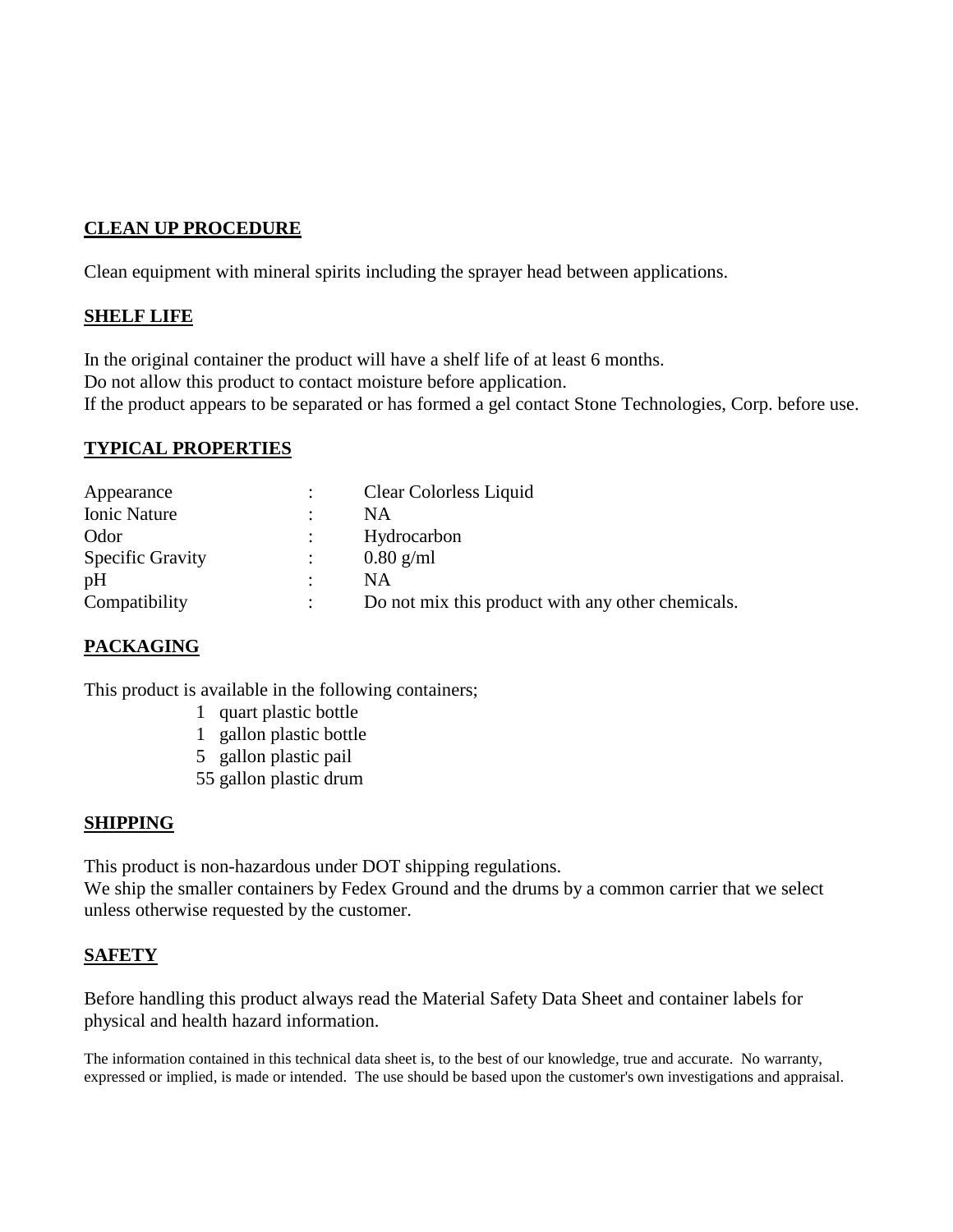## CLEAN UP PROCEDURE

Clean equipment with mineral spirits including the sprayer head between applications.

## SHELF LIFE

In the original container the product will have a shelf life of at least 6 months.
Do not allow this product to contact moisture before application.
If the product appears to be separated or has formed a gel contact Stone Technologies, Corp. before use.

## TYPICAL PROPERTIES

| | | |
|---|---|---|
| Appearance | : | Clear Colorless Liquid |
| Ionic Nature | : | NA |
| Odor | : | Hydrocarbon |
| Specific Gravity | : | 0.80 g/ml |
| pH | : | NA |
| Compatibility | : | Do not mix this product with any other chemicals. |

## PACKAGING

This product is available in the following containers;

- 1 quart plastic bottle
- 1 gallon plastic bottle
- 5 gallon plastic pail
- 55 gallon plastic drum

## SHIPPING

This product is non-hazardous under DOT shipping regulations.
We ship the smaller containers by Fedex Ground and the drums by a common carrier that we select unless otherwise requested by the customer.

## SAFETY

Before handling this product always read the Material Safety Data Sheet and container labels for physical and health hazard information.

The information contained in this technical data sheet is, to the best of our knowledge, true and accurate. No warranty, expressed or implied, is made or intended. The use should be based upon the customer's own investigations and appraisal.